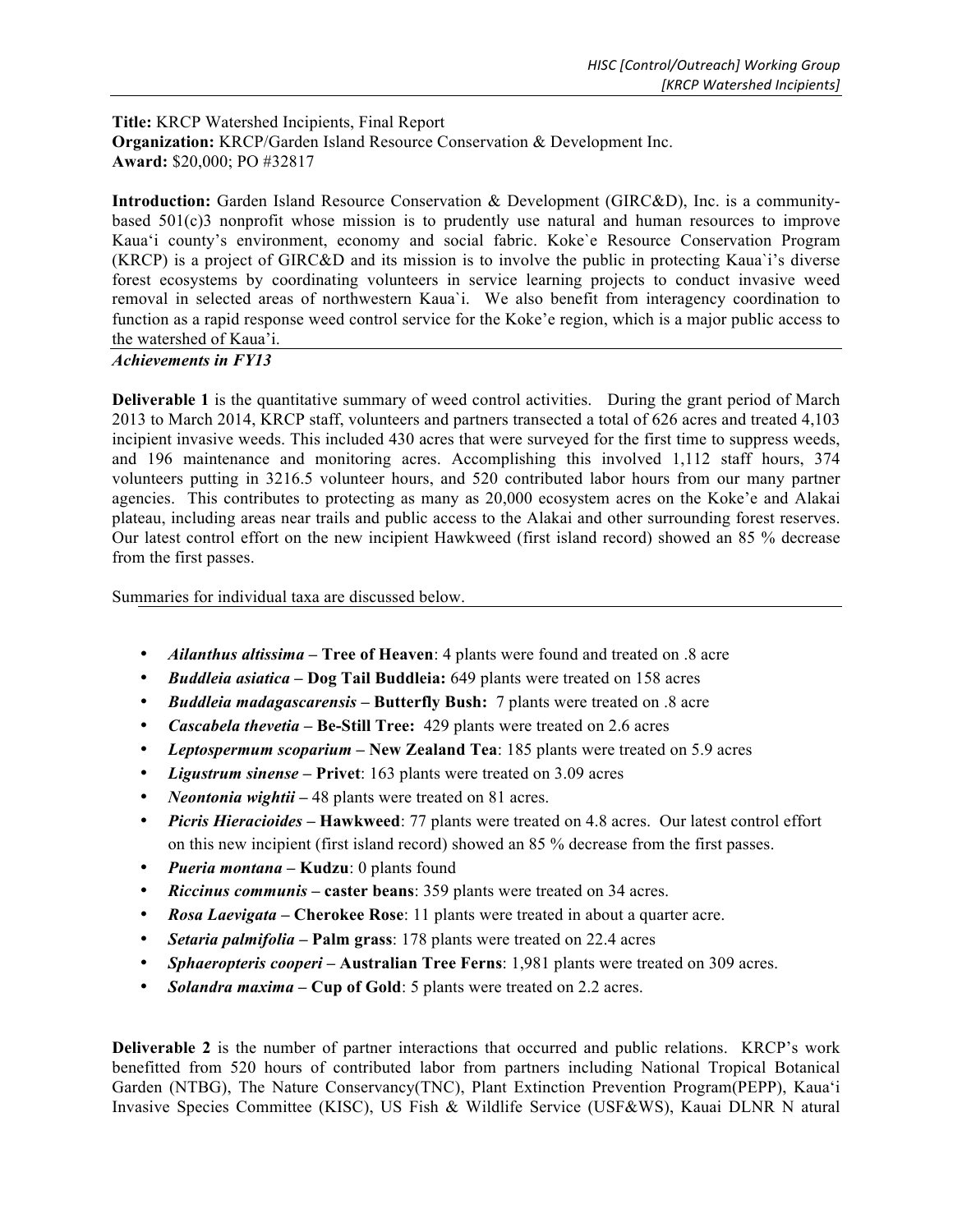**Title:** KRCP Watershed Incipients, Final Report
**Organization:** KRCP/Garden Island Resource Conservation & Development Inc.
**Award:** $20,000; PO #32817

**Introduction:** Garden Island Resource Conservation & Development (GIRC&D), Inc. is a community-based 501(c)3 nonprofit whose mission is to prudently use natural and human resources to improve Kaua'i county's environment, economy and social fabric. Koke`e Resource Conservation Program (KRCP) is a project of GIRC&D and its mission is to involve the public in protecting Kaua`i's diverse forest ecosystems by coordinating volunteers in service learning projects to conduct invasive weed removal in selected areas of northwestern Kaua`i. We also benefit from interagency coordination to function as a rapid response weed control service for the Koke'e region, which is a major public access to the watershed of Kaua'i.

***Achievements in FY13***

**Deliverable 1** is the quantitative summary of weed control activities. During the grant period of March 2013 to March 2014, KRCP staff, volunteers and partners transected a total of 626 acres and treated 4,103 incipient invasive weeds. This included 430 acres that were surveyed for the first time to suppress weeds, and 196 maintenance and monitoring acres. Accomplishing this involved 1,112 staff hours, 374 volunteers putting in 3216.5 volunteer hours, and 520 contributed labor hours from our many partner agencies. This contributes to protecting as many as 20,000 ecosystem acres on the Koke'e and Alakai plateau, including areas near trails and public access to the Alakai and other surrounding forest reserves. Our latest control effort on the new incipient Hawkweed (first island record) showed an 85 % decrease from the first passes.

Summaries for individual taxa are discussed below.

- ***Ailanthus altissima* – Tree of Heaven**: 4 plants were found and treated on .8 acre
- ***Buddleia asiatica* – Dog Tail Buddleia:** 649 plants were treated on 158 acres
- ***Buddleia madagascarensis* – Butterfly Bush:** 7 plants were treated on .8 acre
- ***Cascabela thevetia* – Be-Still Tree:** 429 plants were treated on 2.6 acres
- ***Leptospermum scoparium* – New Zealand Tea**: 185 plants were treated on 5.9 acres
- ***Ligustrum sinense* – Privet**: 163 plants were treated on 3.09 acres
- ***Neontonia wightii* –** 48 plants were treated on 81 acres.
- ***Picris Hieracioides* – Hawkweed**: 77 plants were treated on 4.8 acres. Our latest control effort on this new incipient (first island record) showed an 85 % decrease from the first passes.
- ***Pueria montana* – Kudzu**: 0 plants found
- ***Riccinus communis* – caster beans**: 359 plants were treated on 34 acres.
- ***Rosa Laevigata* – Cherokee Rose**: 11 plants were treated in about a quarter acre.
- ***Setaria palmifolia* – Palm grass**: 178 plants were treated on 22.4 acres
- ***Sphaeropteris cooperi* – Australian Tree Ferns**: 1,981 plants were treated on 309 acres.
- ***Solandra maxima* – Cup of Gold**: 5 plants were treated on 2.2 acres.

**Deliverable 2** is the number of partner interactions that occurred and public relations. KRCP's work benefitted from 520 hours of contributed labor from partners including National Tropical Botanical Garden (NTBG), The Nature Conservancy(TNC), Plant Extinction Prevention Program(PEPP), Kaua'i Invasive Species Committee (KISC), US Fish & Wildlife Service (USF&WS), Kauai DLNR N atural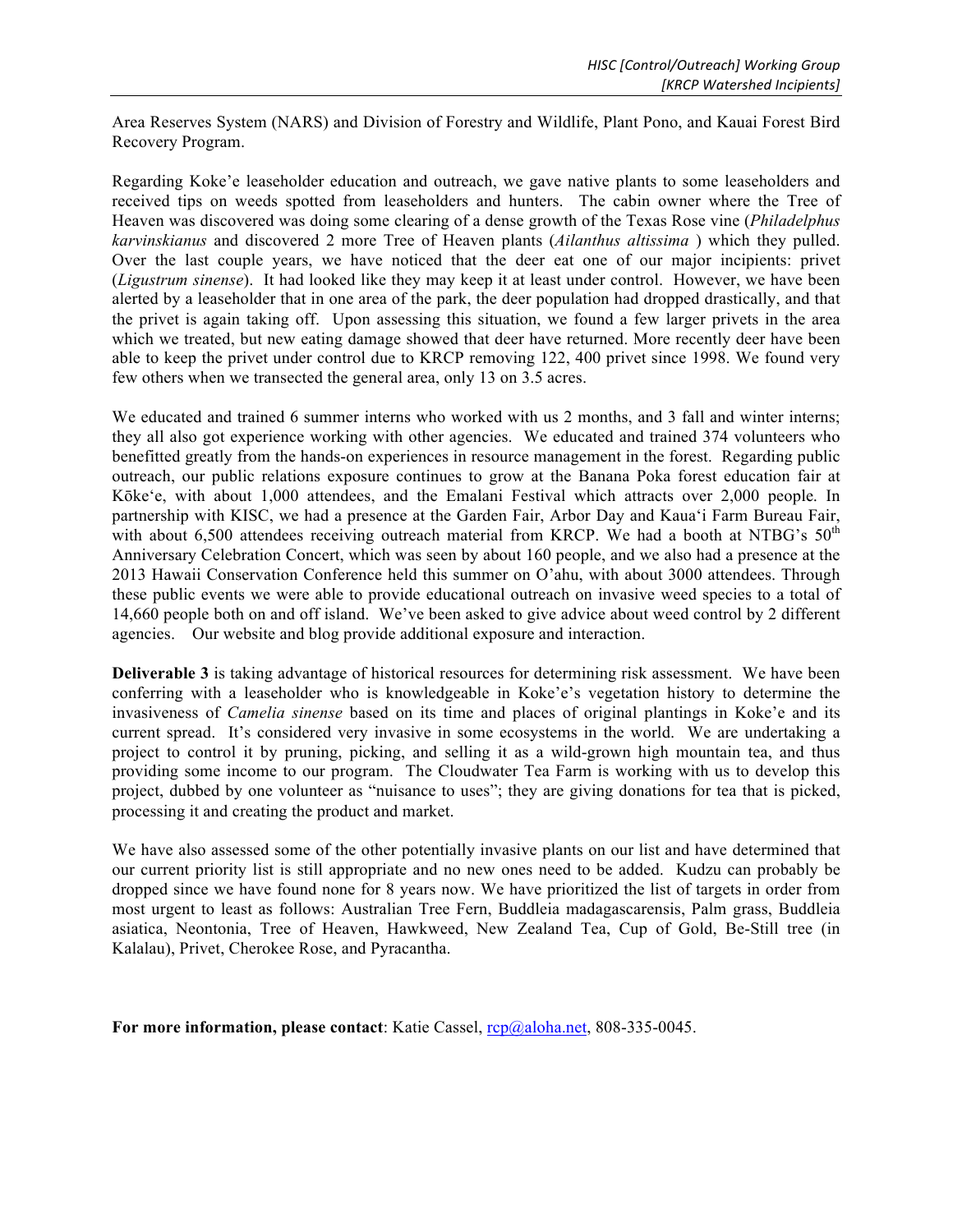Area Reserves System (NARS) and Division of Forestry and Wildlife, Plant Pono, and Kauai Forest Bird Recovery Program.

Regarding Koke'e leaseholder education and outreach, we gave native plants to some leaseholders and received tips on weeds spotted from leaseholders and hunters. The cabin owner where the Tree of Heaven was discovered was doing some clearing of a dense growth of the Texas Rose vine (*Philadelphus karvinskianus* and discovered 2 more Tree of Heaven plants (*Ailanthus altissima* ) which they pulled. Over the last couple years, we have noticed that the deer eat one of our major incipients: privet (*Ligustrum sinense*). It had looked like they may keep it at least under control. However, we have been alerted by a leaseholder that in one area of the park, the deer population had dropped drastically, and that the privet is again taking off. Upon assessing this situation, we found a few larger privets in the area which we treated, but new eating damage showed that deer have returned. More recently deer have been able to keep the privet under control due to KRCP removing 122, 400 privet since 1998. We found very few others when we transected the general area, only 13 on 3.5 acres.

We educated and trained 6 summer interns who worked with us 2 months, and 3 fall and winter interns; they all also got experience working with other agencies. We educated and trained 374 volunteers who benefitted greatly from the hands-on experiences in resource management in the forest. Regarding public outreach, our public relations exposure continues to grow at the Banana Poka forest education fair at Kōke'e, with about 1,000 attendees, and the Emalani Festival which attracts over 2,000 people. In partnership with KISC, we had a presence at the Garden Fair, Arbor Day and Kaua'i Farm Bureau Fair, with about 6,500 attendees receiving outreach material from KRCP. We had a booth at NTBG's 50th Anniversary Celebration Concert, which was seen by about 160 people, and we also had a presence at the 2013 Hawaii Conservation Conference held this summer on O'ahu, with about 3000 attendees. Through these public events we were able to provide educational outreach on invasive weed species to a total of 14,660 people both on and off island. We've been asked to give advice about weed control by 2 different agencies. Our website and blog provide additional exposure and interaction.

**Deliverable 3** is taking advantage of historical resources for determining risk assessment. We have been conferring with a leaseholder who is knowledgeable in Koke'e's vegetation history to determine the invasiveness of *Camelia sinense* based on its time and places of original plantings in Koke'e and its current spread. It's considered very invasive in some ecosystems in the world. We are undertaking a project to control it by pruning, picking, and selling it as a wild-grown high mountain tea, and thus providing some income to our program. The Cloudwater Tea Farm is working with us to develop this project, dubbed by one volunteer as "nuisance to uses"; they are giving donations for tea that is picked, processing it and creating the product and market.

We have also assessed some of the other potentially invasive plants on our list and have determined that our current priority list is still appropriate and no new ones need to be added. Kudzu can probably be dropped since we have found none for 8 years now. We have prioritized the list of targets in order from most urgent to least as follows: Australian Tree Fern, Buddleia madagascarensis, Palm grass, Buddleia asiatica, Neontonia, Tree of Heaven, Hawkweed, New Zealand Tea, Cup of Gold, Be-Still tree (in Kalalau), Privet, Cherokee Rose, and Pyracantha.

**For more information, please contact**: Katie Cassel, rcp@aloha.net, 808-335-0045.